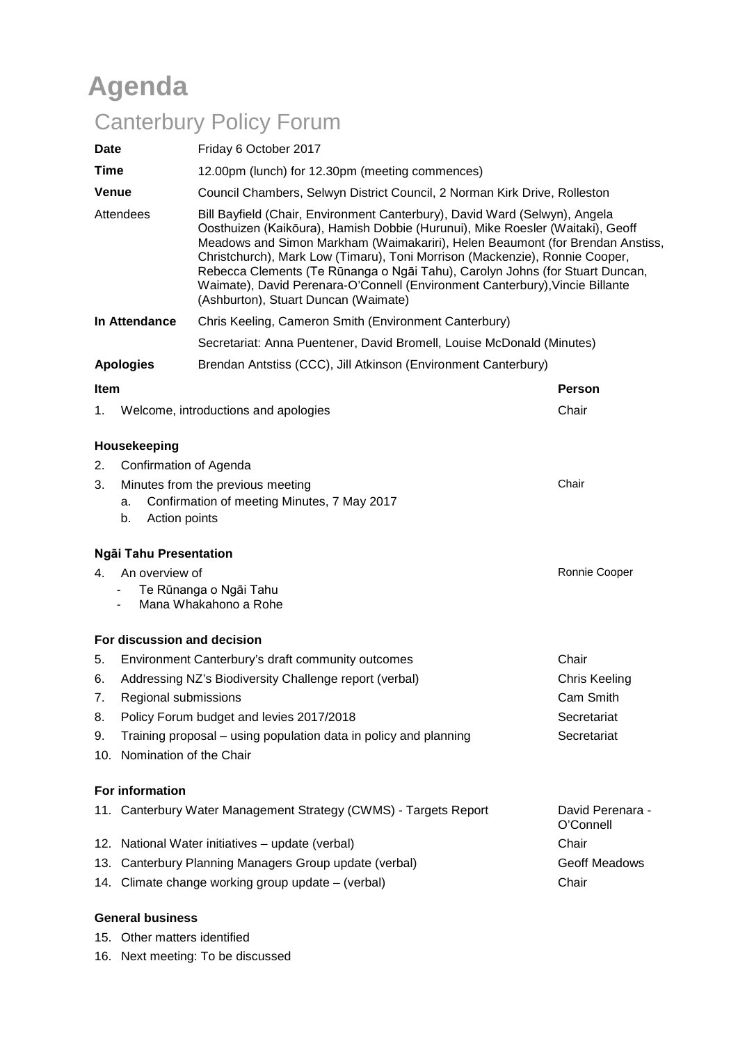# Agenda

## Canterbury Policy Forum

| | |
|---|---|
| **Date** | Friday 6 October 2017 |
| **Time** | 12.00pm (lunch) for 12.30pm (meeting commences) |
| **Venue** | Council Chambers, Selwyn District Council, 2 Norman Kirk Drive, Rolleston |
| Attendees | Bill Bayfield (Chair, Environment Canterbury), David Ward (Selwyn), Angela Oosthuizen (Kaikōura), Hamish Dobbie (Hurunui), Mike Roesler (Waitaki), Geoff Meadows and Simon Markham (Waimakariri), Helen Beaumont (for Brendan Anstiss, Christchurch), Mark Low (Timaru), Toni Morrison (Mackenzie), Ronnie Cooper, Rebecca Clements (Te Rūnanga o Ngāi Tahu), Carolyn Johns (for Stuart Duncan, Waimate), David Perenara-O'Connell (Environment Canterbury),Vincie Billante (Ashburton), Stuart Duncan (Waimate) |
| **In Attendance** | Chris Keeling, Cameron Smith (Environment Canterbury) |
| | Secretariat: Anna Puentener, David Bromell, Louise McDonald (Minutes) |
| **Apologies** | Brendan Antstiss (CCC), Jill Atkinson (Environment Canterbury) |

| **Item** | **Person** |
|---|---|
| 1. Welcome, introductions and apologies | Chair |
| **Housekeeping** | |
| 2. Confirmation of Agenda | |
| 3. Minutes from the previous meeting<br>a. Confirmation of meeting Minutes, 7 May 2017<br>b. Action points | Chair |
| **Ngāi Tahu Presentation** | |
| 4. An overview of<br>- Te Rūnanga o Ngāi Tahu<br>- Mana Whakahono a Rohe | Ronnie Cooper |
| **For discussion and decision** | |
| 5. Environment Canterbury's draft community outcomes | Chair |
| 6. Addressing NZ's Biodiversity Challenge report (verbal) | Chris Keeling |
| 7. Regional submissions | Cam Smith |
| 8. Policy Forum budget and levies 2017/2018 | Secretariat |
| 9. Training proposal – using population data in policy and planning | Secretariat |
| 10. Nomination of the Chair | |
| **For information** | |
| 11. Canterbury Water Management Strategy (CWMS) - Targets Report | David Perenara - O'Connell |
| 12. National Water initiatives – update (verbal) | Chair |
| 13. Canterbury Planning Managers Group update (verbal) | Geoff Meadows |
| 14. Climate change working group update – (verbal) | Chair |
| **General business** | |
| 15. Other matters identified | |
| 16. Next meeting: To be discussed | |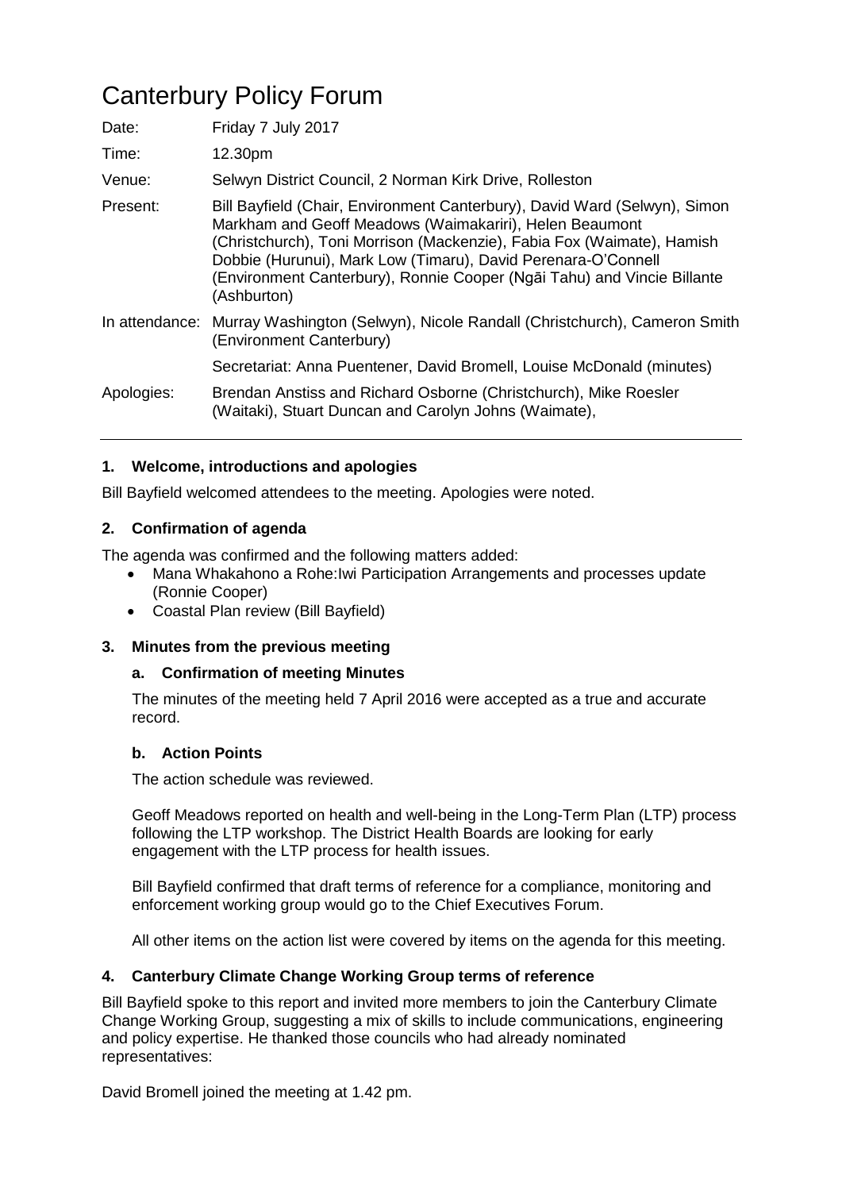# Canterbury Policy Forum

Date: Friday 7 July 2017

Time: 12.30pm

Venue: Selwyn District Council, 2 Norman Kirk Drive, Rolleston

Present: Bill Bayfield (Chair, Environment Canterbury), David Ward (Selwyn), Simon Markham and Geoff Meadows (Waimakariri), Helen Beaumont (Christchurch), Toni Morrison (Mackenzie), Fabia Fox (Waimate), Hamish Dobbie (Hurunui), Mark Low (Timaru), David Perenara-O'Connell (Environment Canterbury), Ronnie Cooper (Ngāi Tahu) and Vincie Billante (Ashburton)

In attendance: Murray Washington (Selwyn), Nicole Randall (Christchurch), Cameron Smith (Environment Canterbury)

Secretariat: Anna Puentener, David Bromell, Louise McDonald (minutes)

Apologies: Brendan Anstiss and Richard Osborne (Christchurch), Mike Roesler (Waitaki), Stuart Duncan and Carolyn Johns (Waimate),

---

### 1. Welcome, introductions and apologies

Bill Bayfield welcomed attendees to the meeting. Apologies were noted.

### 2. Confirmation of agenda

The agenda was confirmed and the following matters added:

- Mana Whakahono a Rohe:Iwi Participation Arrangements and processes update (Ronnie Cooper)
- Coastal Plan review (Bill Bayfield)

### 3. Minutes from the previous meeting

#### a. Confirmation of meeting Minutes

The minutes of the meeting held 7 April 2016 were accepted as a true and accurate record.

#### b. Action Points

The action schedule was reviewed.

Geoff Meadows reported on health and well-being in the Long-Term Plan (LTP) process following the LTP workshop. The District Health Boards are looking for early engagement with the LTP process for health issues.

Bill Bayfield confirmed that draft terms of reference for a compliance, monitoring and enforcement working group would go to the Chief Executives Forum.

All other items on the action list were covered by items on the agenda for this meeting.

### 4. Canterbury Climate Change Working Group terms of reference

Bill Bayfield spoke to this report and invited more members to join the Canterbury Climate Change Working Group, suggesting a mix of skills to include communications, engineering and policy expertise. He thanked those councils who had already nominated representatives:

David Bromell joined the meeting at 1.42 pm.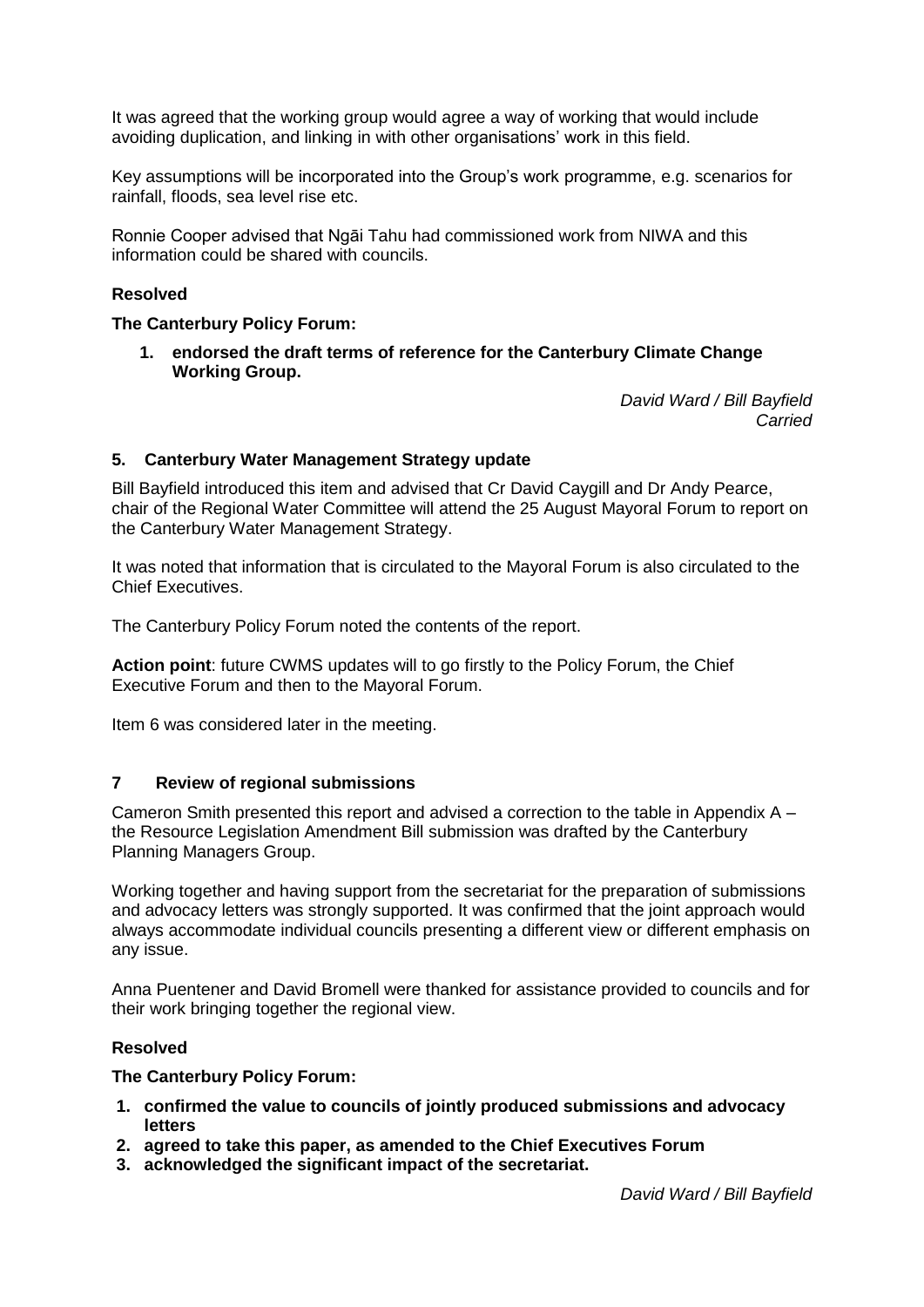It was agreed that the working group would agree a way of working that would include avoiding duplication, and linking in with other organisations' work in this field.

Key assumptions will be incorporated into the Group's work programme, e.g. scenarios for rainfall, floods, sea level rise etc.

Ronnie Cooper advised that Ngāi Tahu had commissioned work from NIWA and this information could be shared with councils.

**Resolved**

**The Canterbury Policy Forum:**

1. **endorsed the draft terms of reference for the Canterbury Climate Change Working Group.**

*David Ward / Bill Bayfield*
*Carried*

## 5. Canterbury Water Management Strategy update

Bill Bayfield introduced this item and advised that Cr David Caygill and Dr Andy Pearce, chair of the Regional Water Committee will attend the 25 August Mayoral Forum to report on the Canterbury Water Management Strategy.

It was noted that information that is circulated to the Mayoral Forum is also circulated to the Chief Executives.

The Canterbury Policy Forum noted the contents of the report.

**Action point**: future CWMS updates will to go firstly to the Policy Forum, the Chief Executive Forum and then to the Mayoral Forum.

Item 6 was considered later in the meeting.

## 7 Review of regional submissions

Cameron Smith presented this report and advised a correction to the table in Appendix A – the Resource Legislation Amendment Bill submission was drafted by the Canterbury Planning Managers Group.

Working together and having support from the secretariat for the preparation of submissions and advocacy letters was strongly supported. It was confirmed that the joint approach would always accommodate individual councils presenting a different view or different emphasis on any issue.

Anna Puentener and David Bromell were thanked for assistance provided to councils and for their work bringing together the regional view.

**Resolved**

**The Canterbury Policy Forum:**

1. **confirmed the value to councils of jointly produced submissions and advocacy letters**
2. **agreed to take this paper, as amended to the Chief Executives Forum**
3. **acknowledged the significant impact of the secretariat.**

*David Ward / Bill Bayfield*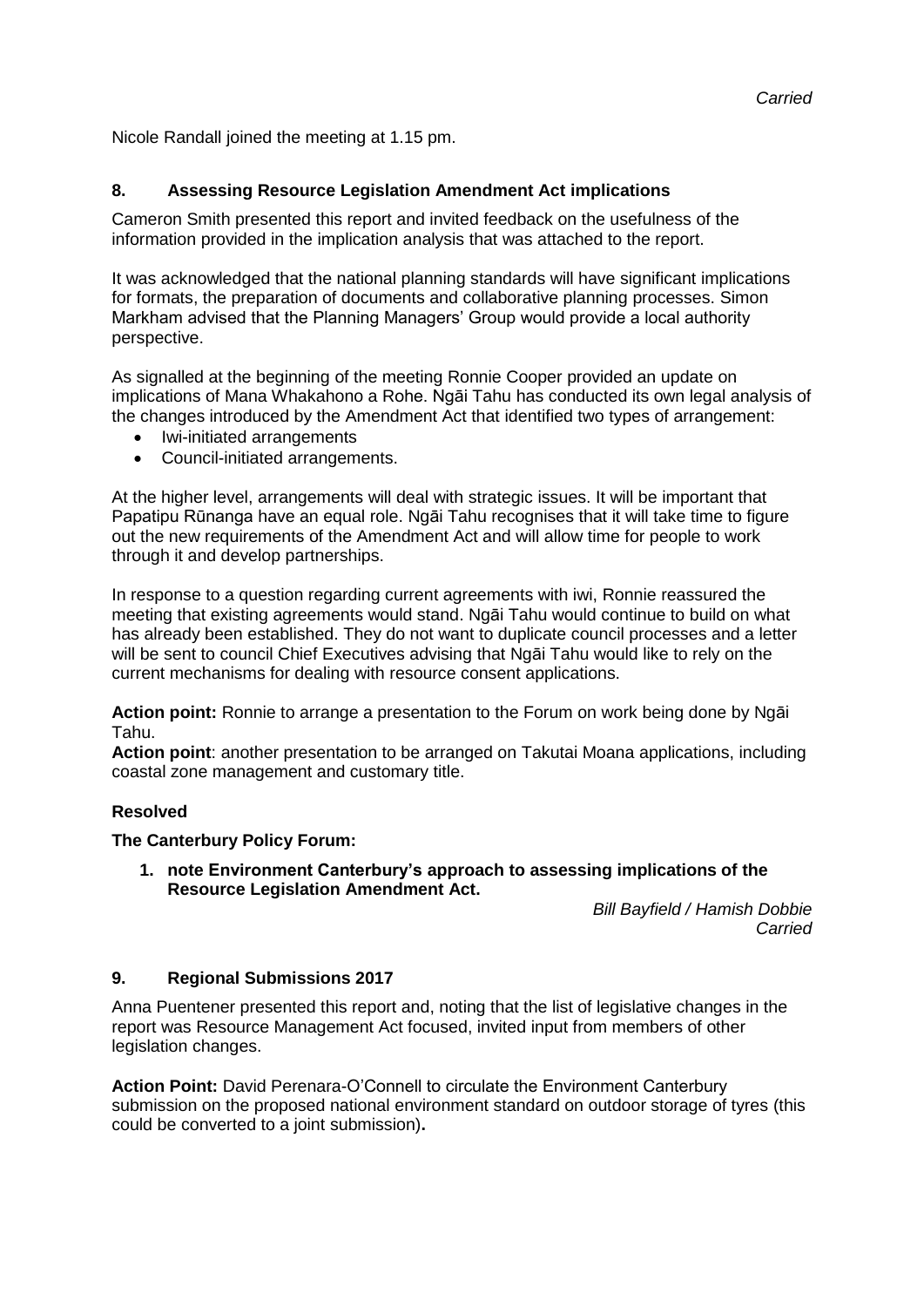*Carried*

Nicole Randall joined the meeting at 1.15 pm.

## 8. Assessing Resource Legislation Amendment Act implications

Cameron Smith presented this report and invited feedback on the usefulness of the information provided in the implication analysis that was attached to the report.

It was acknowledged that the national planning standards will have significant implications for formats, the preparation of documents and collaborative planning processes. Simon Markham advised that the Planning Managers' Group would provide a local authority perspective.

As signalled at the beginning of the meeting Ronnie Cooper provided an update on implications of Mana Whakahono a Rohe. Ngāi Tahu has conducted its own legal analysis of the changes introduced by the Amendment Act that identified two types of arrangement:

- Iwi-initiated arrangements
- Council-initiated arrangements.

At the higher level, arrangements will deal with strategic issues. It will be important that Papatipu Rūnanga have an equal role. Ngāi Tahu recognises that it will take time to figure out the new requirements of the Amendment Act and will allow time for people to work through it and develop partnerships.

In response to a question regarding current agreements with iwi, Ronnie reassured the meeting that existing agreements would stand. Ngāi Tahu would continue to build on what has already been established. They do not want to duplicate council processes and a letter will be sent to council Chief Executives advising that Ngāi Tahu would like to rely on the current mechanisms for dealing with resource consent applications.

**Action point:** Ronnie to arrange a presentation to the Forum on work being done by Ngāi Tahu.
**Action point**: another presentation to be arranged on Takutai Moana applications, including coastal zone management and customary title.

**Resolved**

**The Canterbury Policy Forum:**

1. **note Environment Canterbury's approach to assessing implications of the Resource Legislation Amendment Act.**

*Bill Bayfield / Hamish Dobbie*
*Carried*

## 9. Regional Submissions 2017

Anna Puentener presented this report and, noting that the list of legislative changes in the report was Resource Management Act focused, invited input from members of other legislation changes.

**Action Point:** David Perenara-O'Connell to circulate the Environment Canterbury submission on the proposed national environment standard on outdoor storage of tyres (this could be converted to a joint submission)**.**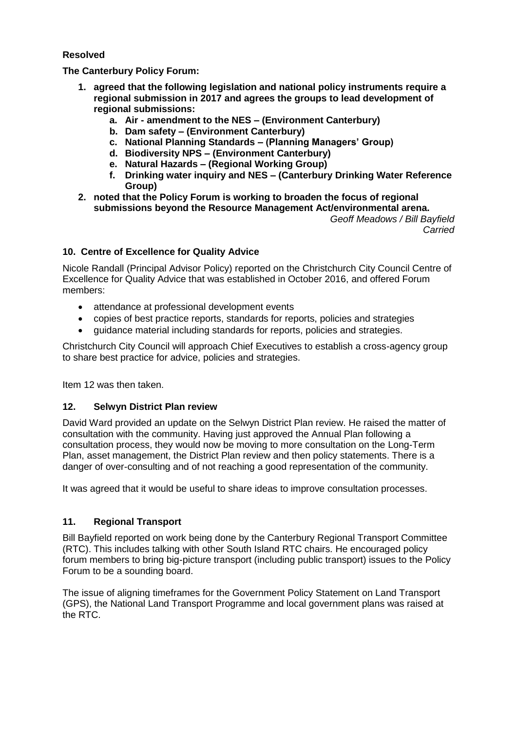**Resolved**

**The Canterbury Policy Forum:**

1. **agreed that the following legislation and national policy instruments require a regional submission in 2017 and agrees the groups to lead development of regional submissions:**
    a. **Air - amendment to the NES – (Environment Canterbury)**
    b. **Dam safety – (Environment Canterbury)**
    c. **National Planning Standards – (Planning Managers' Group)**
    d. **Biodiversity NPS – (Environment Canterbury)**
    e. **Natural Hazards – (Regional Working Group)**
    f. **Drinking water inquiry and NES – (Canterbury Drinking Water Reference Group)**
2. **noted that the Policy Forum is working to broaden the focus of regional submissions beyond the Resource Management Act/environmental arena.**

*Geoff Meadows / Bill Bayfield*
*Carried*

## 10. Centre of Excellence for Quality Advice

Nicole Randall (Principal Advisor Policy) reported on the Christchurch City Council Centre of Excellence for Quality Advice that was established in October 2016, and offered Forum members:

- attendance at professional development events
- copies of best practice reports, standards for reports, policies and strategies
- guidance material including standards for reports, policies and strategies.

Christchurch City Council will approach Chief Executives to establish a cross-agency group to share best practice for advice, policies and strategies.

Item 12 was then taken.

## 12. Selwyn District Plan review

David Ward provided an update on the Selwyn District Plan review. He raised the matter of consultation with the community. Having just approved the Annual Plan following a consultation process, they would now be moving to more consultation on the Long-Term Plan, asset management, the District Plan review and then policy statements. There is a danger of over-consulting and of not reaching a good representation of the community.

It was agreed that it would be useful to share ideas to improve consultation processes.

## 11. Regional Transport

Bill Bayfield reported on work being done by the Canterbury Regional Transport Committee (RTC). This includes talking with other South Island RTC chairs. He encouraged policy forum members to bring big-picture transport (including public transport) issues to the Policy Forum to be a sounding board.

The issue of aligning timeframes for the Government Policy Statement on Land Transport (GPS), the National Land Transport Programme and local government plans was raised at the RTC.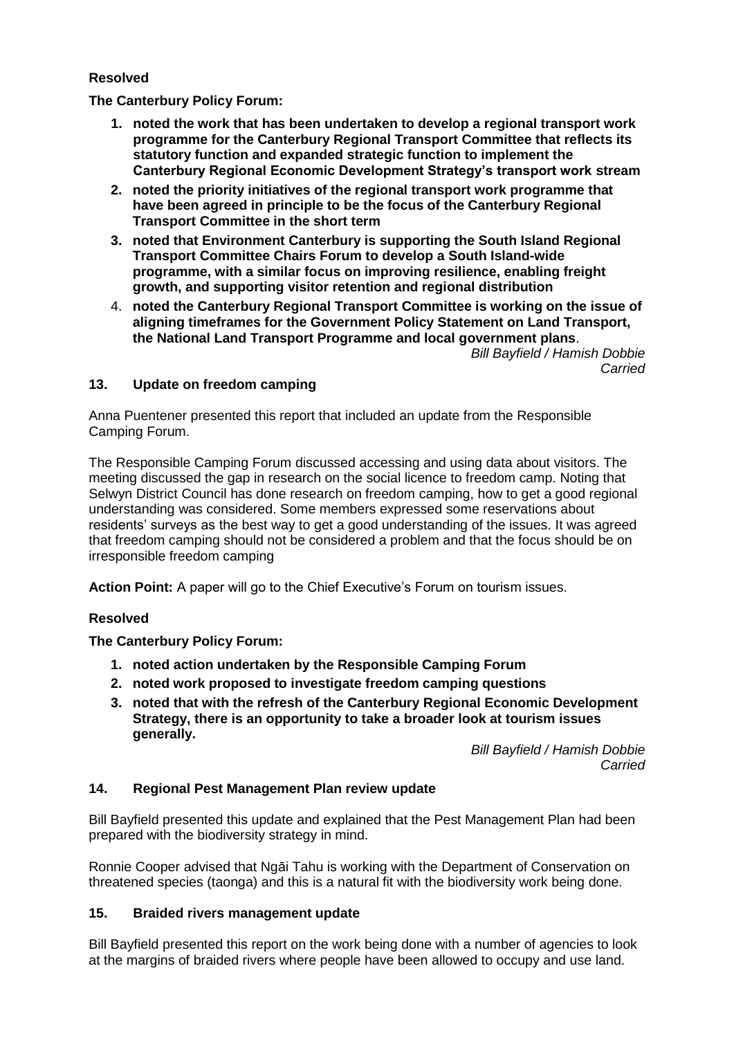**Resolved**

**The Canterbury Policy Forum:**

1. **noted the work that has been undertaken to develop a regional transport work programme for the Canterbury Regional Transport Committee that reflects its statutory function and expanded strategic function to implement the Canterbury Regional Economic Development Strategy's transport work stream**
2. **noted the priority initiatives of the regional transport work programme that have been agreed in principle to be the focus of the Canterbury Regional Transport Committee in the short term**
3. **noted that Environment Canterbury is supporting the South Island Regional Transport Committee Chairs Forum to develop a South Island-wide programme, with a similar focus on improving resilience, enabling freight growth, and supporting visitor retention and regional distribution**
4. **noted the Canterbury Regional Transport Committee is working on the issue of aligning timeframes for the Government Policy Statement on Land Transport, the National Land Transport Programme and local government plans**.

*Bill Bayfield / Hamish Dobbie*
*Carried*

## 13. Update on freedom camping

Anna Puentener presented this report that included an update from the Responsible Camping Forum.

The Responsible Camping Forum discussed accessing and using data about visitors. The meeting discussed the gap in research on the social licence to freedom camp. Noting that Selwyn District Council has done research on freedom camping, how to get a good regional understanding was considered. Some members expressed some reservations about residents' surveys as the best way to get a good understanding of the issues. It was agreed that freedom camping should not be considered a problem and that the focus should be on irresponsible freedom camping

**Action Point:** A paper will go to the Chief Executive's Forum on tourism issues.

**Resolved**

**The Canterbury Policy Forum:**

1. **noted action undertaken by the Responsible Camping Forum**
2. **noted work proposed to investigate freedom camping questions**
3. **noted that with the refresh of the Canterbury Regional Economic Development Strategy, there is an opportunity to take a broader look at tourism issues generally.**

*Bill Bayfield / Hamish Dobbie*
*Carried*

## 14. Regional Pest Management Plan review update

Bill Bayfield presented this update and explained that the Pest Management Plan had been prepared with the biodiversity strategy in mind.

Ronnie Cooper advised that Ngāi Tahu is working with the Department of Conservation on threatened species (taonga) and this is a natural fit with the biodiversity work being done.

## 15. Braided rivers management update

Bill Bayfield presented this report on the work being done with a number of agencies to look at the margins of braided rivers where people have been allowed to occupy and use land.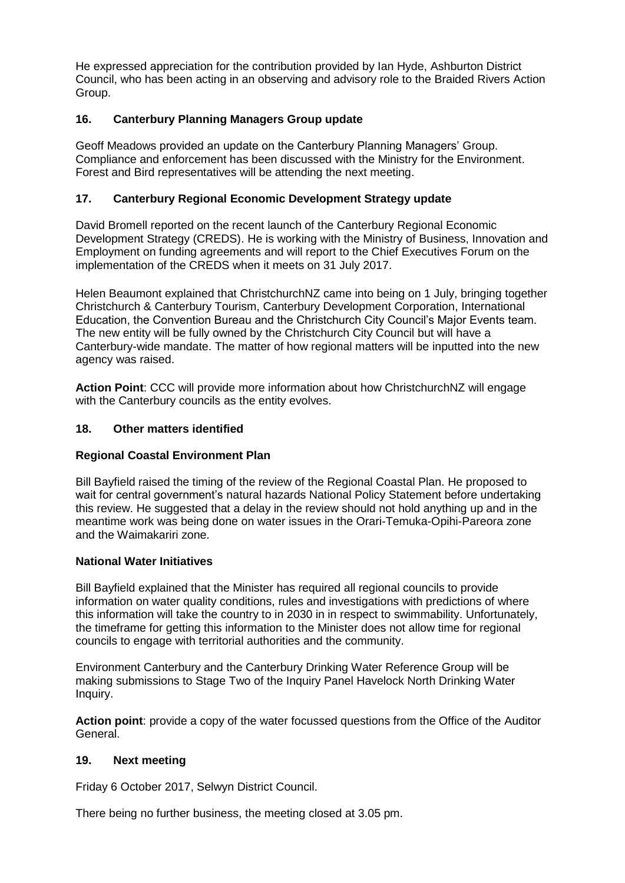He expressed appreciation for the contribution provided by Ian Hyde, Ashburton District Council, who has been acting in an observing and advisory role to the Braided Rivers Action Group.

## 16. Canterbury Planning Managers Group update

Geoff Meadows provided an update on the Canterbury Planning Managers' Group. Compliance and enforcement has been discussed with the Ministry for the Environment. Forest and Bird representatives will be attending the next meeting.

## 17. Canterbury Regional Economic Development Strategy update

David Bromell reported on the recent launch of the Canterbury Regional Economic Development Strategy (CREDS). He is working with the Ministry of Business, Innovation and Employment on funding agreements and will report to the Chief Executives Forum on the implementation of the CREDS when it meets on 31 July 2017.

Helen Beaumont explained that ChristchurchNZ came into being on 1 July, bringing together Christchurch & Canterbury Tourism, Canterbury Development Corporation, International Education, the Convention Bureau and the Christchurch City Council's Major Events team. The new entity will be fully owned by the Christchurch City Council but will have a Canterbury-wide mandate. The matter of how regional matters will be inputted into the new agency was raised.

**Action Point**: CCC will provide more information about how ChristchurchNZ will engage with the Canterbury councils as the entity evolves.

## 18. Other matters identified

### Regional Coastal Environment Plan

Bill Bayfield raised the timing of the review of the Regional Coastal Plan. He proposed to wait for central government's natural hazards National Policy Statement before undertaking this review. He suggested that a delay in the review should not hold anything up and in the meantime work was being done on water issues in the Orari-Temuka-Opihi-Pareora zone and the Waimakariri zone.

### National Water Initiatives

Bill Bayfield explained that the Minister has required all regional councils to provide information on water quality conditions, rules and investigations with predictions of where this information will take the country to in 2030 in in respect to swimmability. Unfortunately, the timeframe for getting this information to the Minister does not allow time for regional councils to engage with territorial authorities and the community.

Environment Canterbury and the Canterbury Drinking Water Reference Group will be making submissions to Stage Two of the Inquiry Panel Havelock North Drinking Water Inquiry.

**Action point**: provide a copy of the water focussed questions from the Office of the Auditor General.

## 19. Next meeting

Friday 6 October 2017, Selwyn District Council.

There being no further business, the meeting closed at 3.05 pm.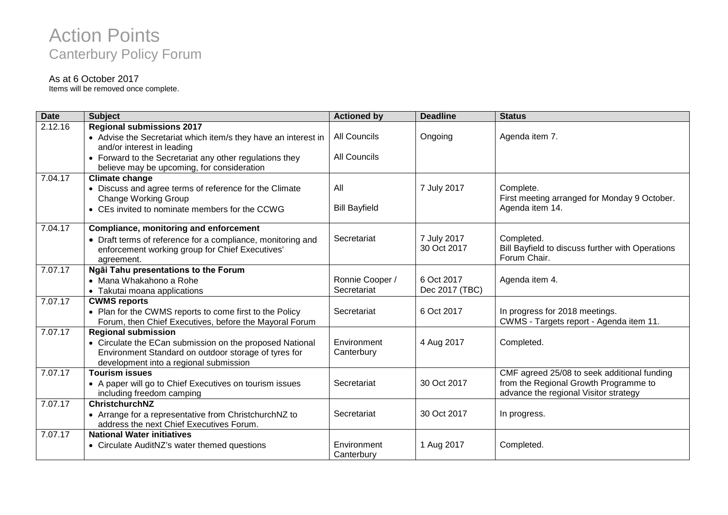# Action Points

## Canterbury Policy Forum

As at 6 October 2017

Items will be removed once complete.

| Date | Subject | Actioned by | Deadline | Status |
|---|---|---|---|---|
| 2.12.16 | **Regional submissions 2017**<br>• Advise the Secretariat which item/s they have an interest in and/or interest in leading<br>• Forward to the Secretariat any other regulations they believe may be upcoming, for consideration | All Councils<br><br>All Councils | Ongoing | Agenda item 7. |
| 7.04.17 | **Climate change**<br>• Discuss and agree terms of reference for the Climate Change Working Group<br>• CEs invited to nominate members for the CCWG | All<br><br>Bill Bayfield | 7 July 2017 | Complete.<br>First meeting arranged for Monday 9 October.<br>Agenda item 14. |
| 7.04.17 | **Compliance, monitoring and enforcement**<br>• Draft terms of reference for a compliance, monitoring and enforcement working group for Chief Executives' agreement. | Secretariat | 7 July 2017<br>30 Oct 2017 | Completed.<br>Bill Bayfield to discuss further with Operations Forum Chair. |
| 7.07.17 | **Ngāi Tahu presentations to the Forum**<br>• Mana Whakahono a Rohe<br>• Takutai moana applications | Ronnie Cooper / Secretariat | 6 Oct 2017<br>Dec 2017 (TBC) | Agenda item 4. |
| 7.07.17 | **CWMS reports**<br>• Plan for the CWMS reports to come first to the Policy Forum, then Chief Executives, before the Mayoral Forum | Secretariat | 6 Oct 2017 | In progress for 2018 meetings.<br>CWMS - Targets report - Agenda item 11. |
| 7.07.17 | **Regional submission**<br>• Circulate the ECan submission on the proposed National Environment Standard on outdoor storage of tyres for development into a regional submission | Environment Canterbury | 4 Aug 2017 | Completed. |
| 7.07.17 | **Tourism issues**<br>• A paper will go to Chief Executives on tourism issues including freedom camping | Secretariat | 30 Oct 2017 | CMF agreed 25/08 to seek additional funding from the Regional Growth Programme to advance the regional Visitor strategy |
| 7.07.17 | **ChristchurchNZ**<br>• Arrange for a representative from ChristchurchNZ to address the next Chief Executives Forum. | Secretariat | 30 Oct 2017 | In progress. |
| 7.07.17 | **National Water initiatives**<br>• Circulate AuditNZ's water themed questions | Environment Canterbury | 1 Aug 2017 | Completed. |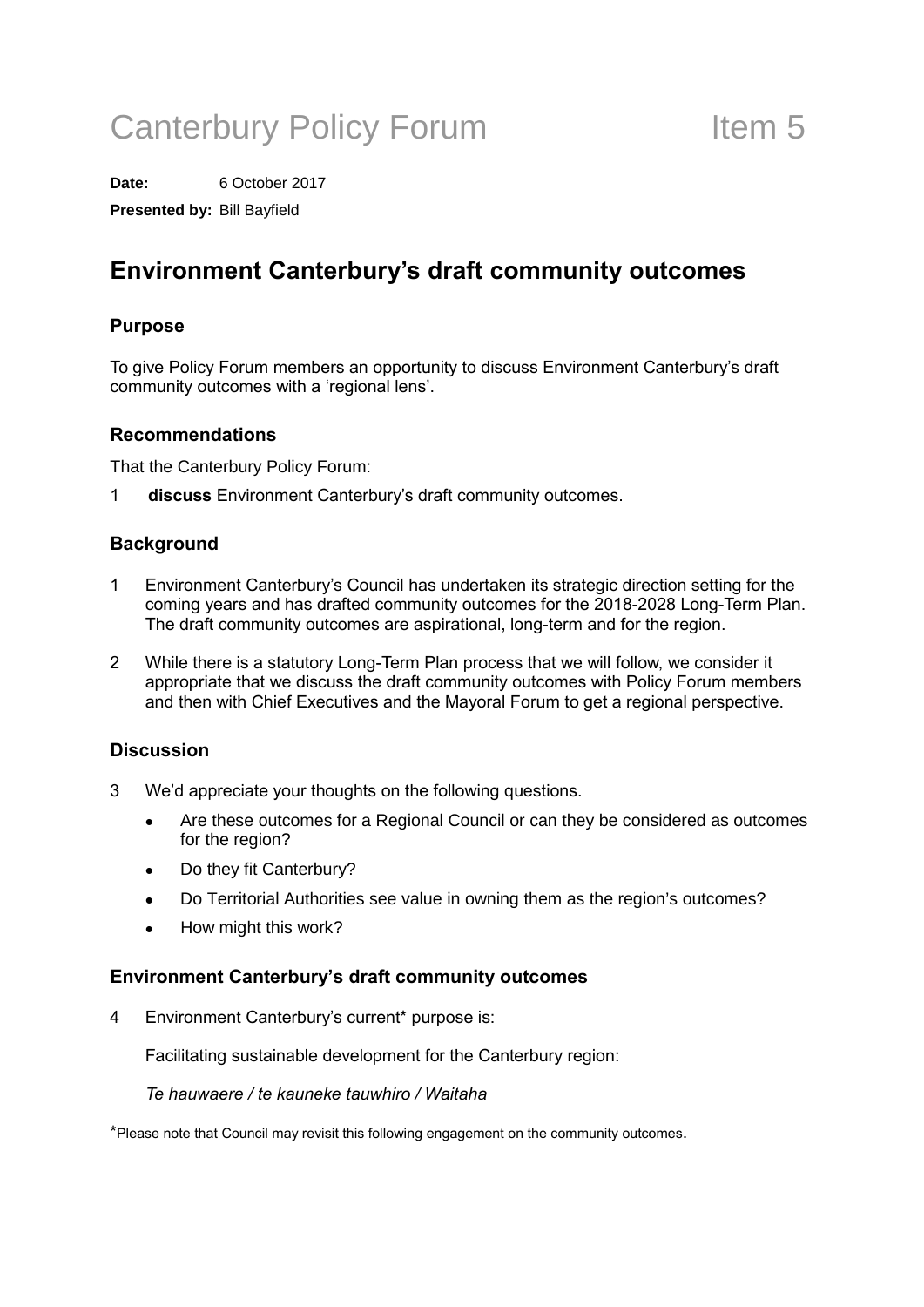# Canterbury Policy Forum Item 5

**Date:** 6 October 2017

**Presented by:** Bill Bayfield

## Environment Canterbury's draft community outcomes

### Purpose

To give Policy Forum members an opportunity to discuss Environment Canterbury's draft community outcomes with a 'regional lens'.

### Recommendations

That the Canterbury Policy Forum:

1 **discuss** Environment Canterbury's draft community outcomes.

### Background

1 Environment Canterbury's Council has undertaken its strategic direction setting for the coming years and has drafted community outcomes for the 2018-2028 Long-Term Plan. The draft community outcomes are aspirational, long-term and for the region.

2 While there is a statutory Long-Term Plan process that we will follow, we consider it appropriate that we discuss the draft community outcomes with Policy Forum members and then with Chief Executives and the Mayoral Forum to get a regional perspective.

### Discussion

3 We'd appreciate your thoughts on the following questions.

- Are these outcomes for a Regional Council or can they be considered as outcomes for the region?
- Do they fit Canterbury?
- Do Territorial Authorities see value in owning them as the region's outcomes?
- How might this work?

### Environment Canterbury's draft community outcomes

4 Environment Canterbury's current* purpose is:

Facilitating sustainable development for the Canterbury region:

*Te hauwaere / te kauneke tauwhiro / Waitaha*

*Please note that Council may revisit this following engagement on the community outcomes.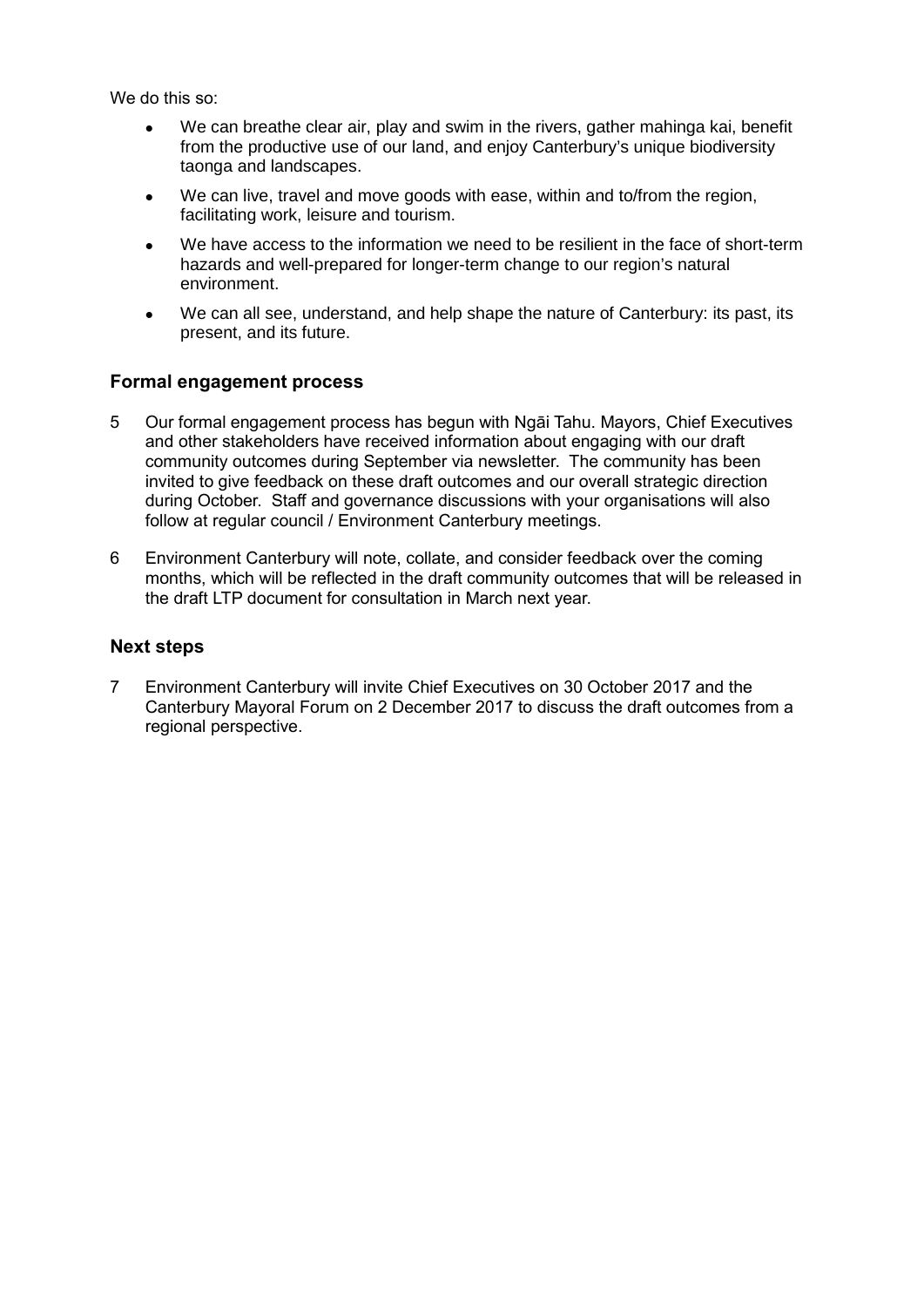We do this so:

- We can breathe clear air, play and swim in the rivers, gather mahinga kai, benefit from the productive use of our land, and enjoy Canterbury's unique biodiversity taonga and landscapes.
- We can live, travel and move goods with ease, within and to/from the region, facilitating work, leisure and tourism.
- We have access to the information we need to be resilient in the face of short-term hazards and well-prepared for longer-term change to our region's natural environment.
- We can all see, understand, and help shape the nature of Canterbury: its past, its present, and its future.

### Formal engagement process

5 Our formal engagement process has begun with Ngāi Tahu. Mayors, Chief Executives and other stakeholders have received information about engaging with our draft community outcomes during September via newsletter. The community has been invited to give feedback on these draft outcomes and our overall strategic direction during October. Staff and governance discussions with your organisations will also follow at regular council / Environment Canterbury meetings.

6 Environment Canterbury will note, collate, and consider feedback over the coming months, which will be reflected in the draft community outcomes that will be released in the draft LTP document for consultation in March next year.

### Next steps

7 Environment Canterbury will invite Chief Executives on 30 October 2017 and the Canterbury Mayoral Forum on 2 December 2017 to discuss the draft outcomes from a regional perspective.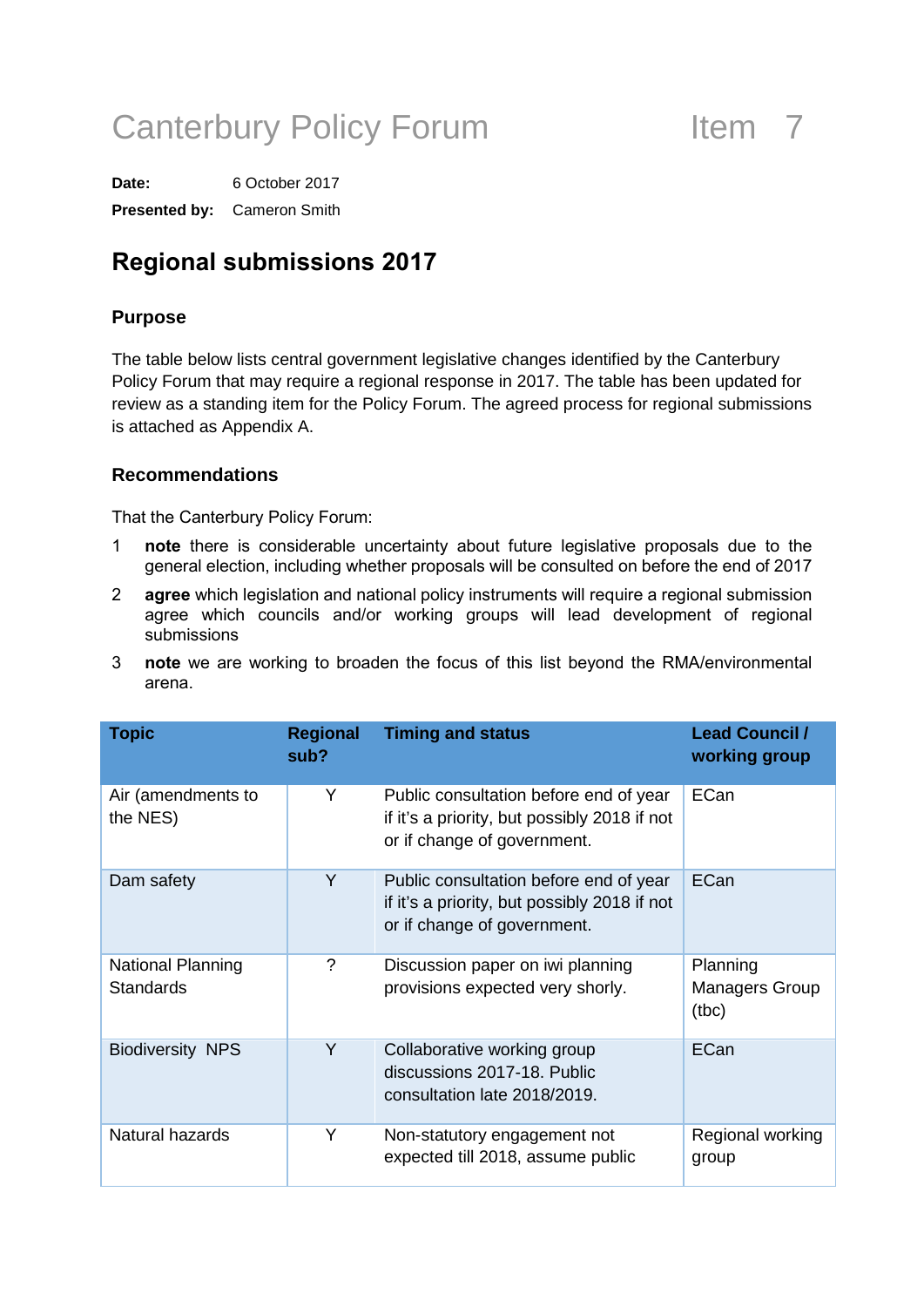# Canterbury Policy Forum Item 7

**Date:** 6 October 2017

**Presented by:** Cameron Smith

## Regional submissions 2017

### Purpose

The table below lists central government legislative changes identified by the Canterbury Policy Forum that may require a regional response in 2017. The table has been updated for review as a standing item for the Policy Forum. The agreed process for regional submissions is attached as Appendix A.

### Recommendations

That the Canterbury Policy Forum:

1. **note** there is considerable uncertainty about future legislative proposals due to the general election, including whether proposals will be consulted on before the end of 2017
2. **agree** which legislation and national policy instruments will require a regional submission agree which councils and/or working groups will lead development of regional submissions
3. **note** we are working to broaden the focus of this list beyond the RMA/environmental arena.

| Topic | Regional sub? | Timing and status | Lead Council / working group |
|---|---|---|---|
| Air (amendments to the NES) | Y | Public consultation before end of year if it's a priority, but possibly 2018 if not or if change of government. | ECan |
| Dam safety | Y | Public consultation before end of year if it's a priority, but possibly 2018 if not or if change of government. | ECan |
| National Planning Standards | ? | Discussion paper on iwi planning provisions expected very shortly. | Planning Managers Group (tbc) |
| Biodiversity NPS | Y | Collaborative working group discussions 2017-18. Public consultation late 2018/2019. | ECan |
| Natural hazards | Y | Non-statutory engagement not expected till 2018, assume public | Regional working group |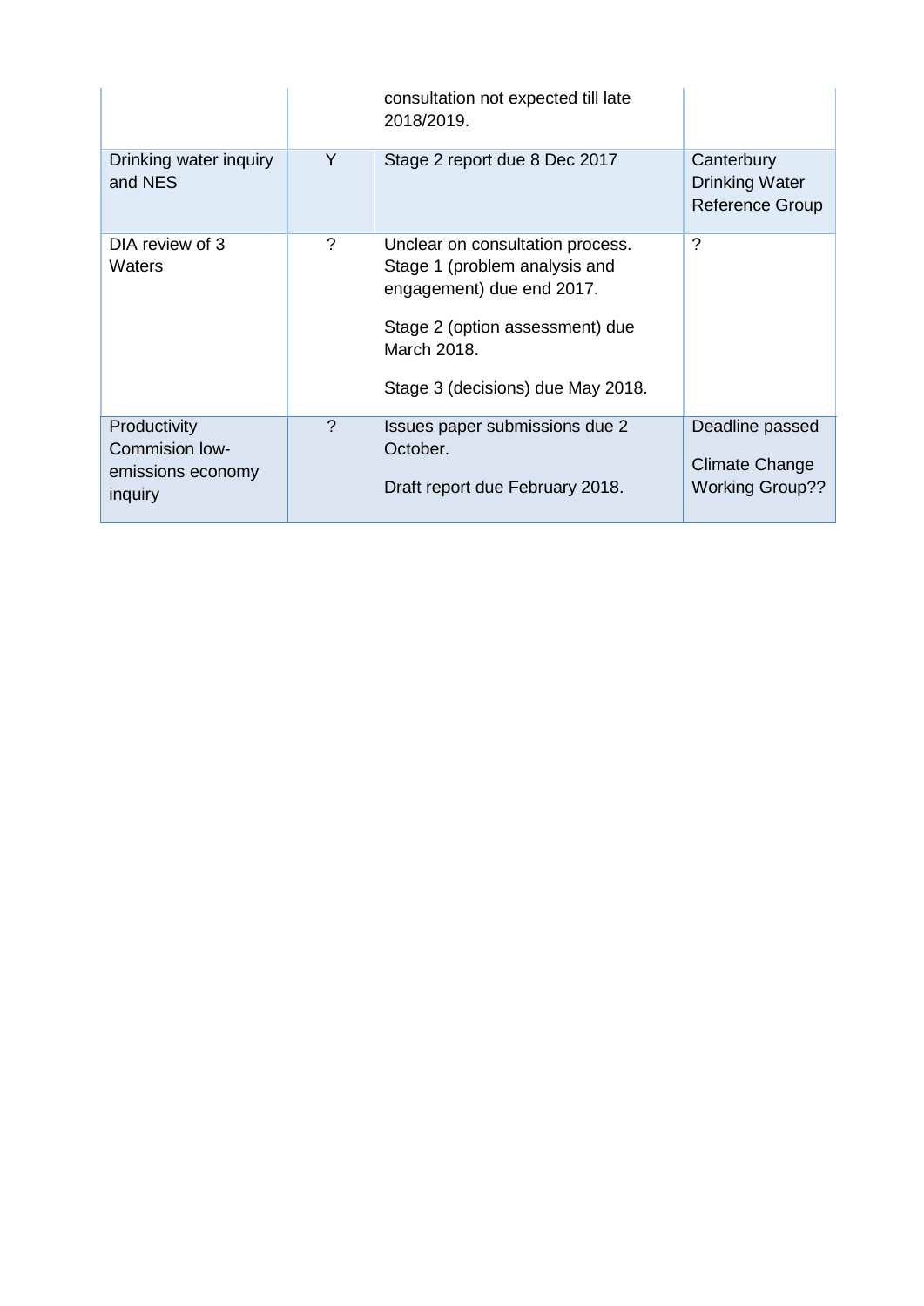| | | | |
|---|---|---|---|
| | | consultation not expected till late 2018/2019. | |
| Drinking water inquiry and NES | Y | Stage 2 report due 8 Dec 2017 | Canterbury Drinking Water Reference Group |
| DIA review of 3 Waters | ? | Unclear on consultation process. Stage 1 (problem analysis and engagement) due end 2017.<br><br>Stage 2 (option assessment) due March 2018.<br><br>Stage 3 (decisions) due May 2018. | ? |
| Productivity Commision low-emissions economy inquiry | ? | Issues paper submissions due 2 October.<br><br>Draft report due February 2018. | Deadline passed<br><br>Climate Change Working Group?? |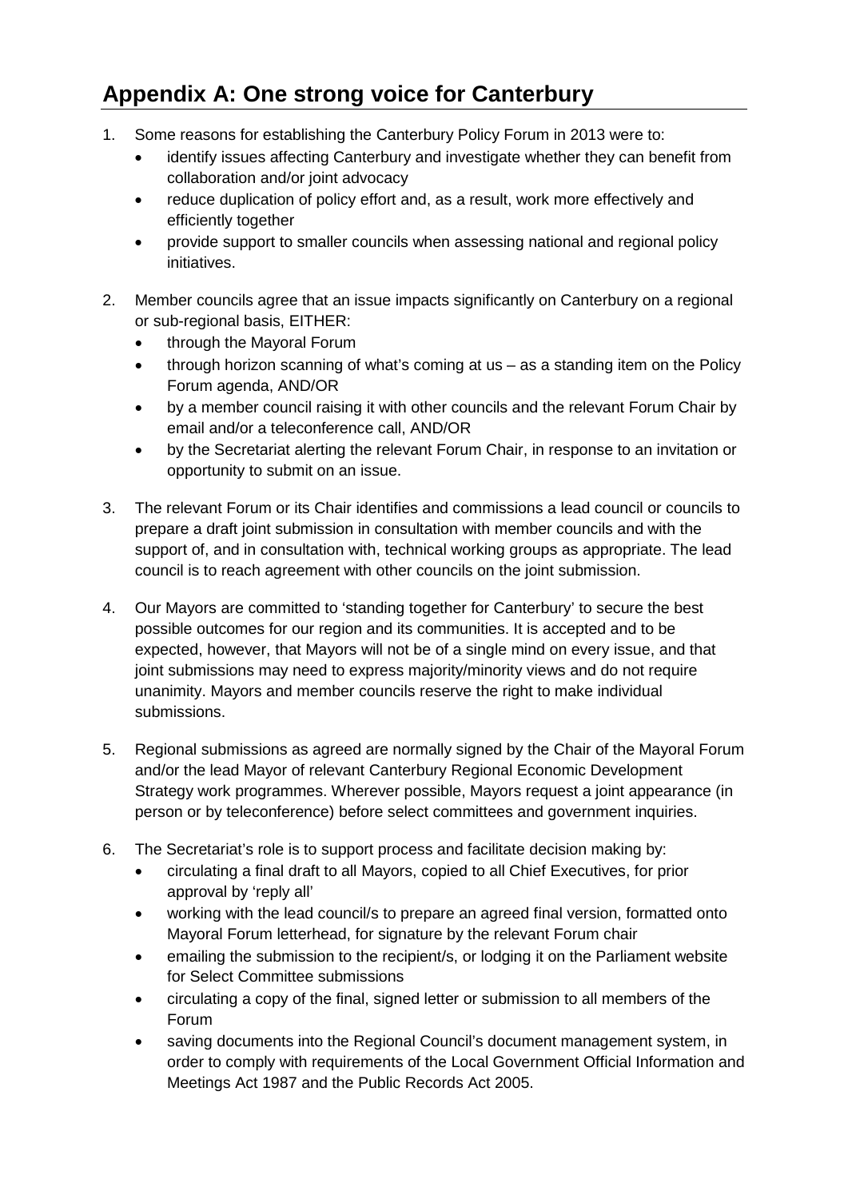## Appendix A: One strong voice for Canterbury

1. Some reasons for establishing the Canterbury Policy Forum in 2013 were to:
   - identify issues affecting Canterbury and investigate whether they can benefit from collaboration and/or joint advocacy
   - reduce duplication of policy effort and, as a result, work more effectively and efficiently together
   - provide support to smaller councils when assessing national and regional policy initiatives.

2. Member councils agree that an issue impacts significantly on Canterbury on a regional or sub-regional basis, EITHER:
   - through the Mayoral Forum
   - through horizon scanning of what's coming at us – as a standing item on the Policy Forum agenda, AND/OR
   - by a member council raising it with other councils and the relevant Forum Chair by email and/or a teleconference call, AND/OR
   - by the Secretariat alerting the relevant Forum Chair, in response to an invitation or opportunity to submit on an issue.

3. The relevant Forum or its Chair identifies and commissions a lead council or councils to prepare a draft joint submission in consultation with member councils and with the support of, and in consultation with, technical working groups as appropriate. The lead council is to reach agreement with other councils on the joint submission.

4. Our Mayors are committed to 'standing together for Canterbury' to secure the best possible outcomes for our region and its communities. It is accepted and to be expected, however, that Mayors will not be of a single mind on every issue, and that joint submissions may need to express majority/minority views and do not require unanimity. Mayors and member councils reserve the right to make individual submissions.

5. Regional submissions as agreed are normally signed by the Chair of the Mayoral Forum and/or the lead Mayor of relevant Canterbury Regional Economic Development Strategy work programmes. Wherever possible, Mayors request a joint appearance (in person or by teleconference) before select committees and government inquiries.

6. The Secretariat's role is to support process and facilitate decision making by:
   - circulating a final draft to all Mayors, copied to all Chief Executives, for prior approval by 'reply all'
   - working with the lead council/s to prepare an agreed final version, formatted onto Mayoral Forum letterhead, for signature by the relevant Forum chair
   - emailing the submission to the recipient/s, or lodging it on the Parliament website for Select Committee submissions
   - circulating a copy of the final, signed letter or submission to all members of the Forum
   - saving documents into the Regional Council's document management system, in order to comply with requirements of the Local Government Official Information and Meetings Act 1987 and the Public Records Act 2005.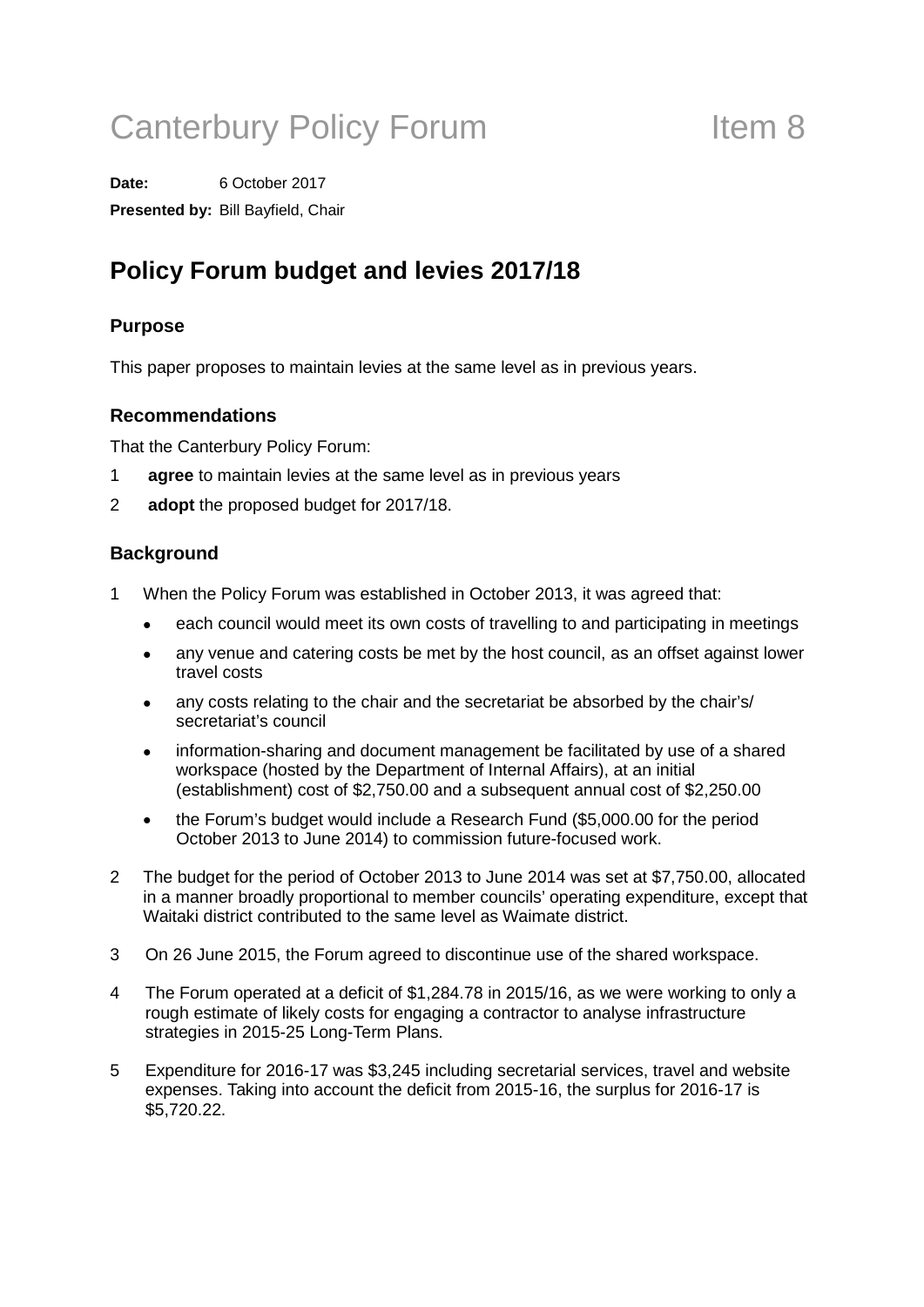# Canterbury Policy Forum Item 8

**Date:** 6 October 2017

**Presented by:** Bill Bayfield, Chair

## Policy Forum budget and levies 2017/18

### Purpose

This paper proposes to maintain levies at the same level as in previous years.

### Recommendations

That the Canterbury Policy Forum:

1 **agree** to maintain levies at the same level as in previous years

2 **adopt** the proposed budget for 2017/18.

### Background

1 When the Policy Forum was established in October 2013, it was agreed that:

- each council would meet its own costs of travelling to and participating in meetings
- any venue and catering costs be met by the host council, as an offset against lower travel costs
- any costs relating to the chair and the secretariat be absorbed by the chair's/ secretariat's council
- information-sharing and document management be facilitated by use of a shared workspace (hosted by the Department of Internal Affairs), at an initial (establishment) cost of $2,750.00 and a subsequent annual cost of $2,250.00
- the Forum's budget would include a Research Fund ($5,000.00 for the period October 2013 to June 2014) to commission future-focused work.

2 The budget for the period of October 2013 to June 2014 was set at $7,750.00, allocated in a manner broadly proportional to member councils' operating expenditure, except that Waitaki district contributed to the same level as Waimate district.

3 On 26 June 2015, the Forum agreed to discontinue use of the shared workspace.

4 The Forum operated at a deficit of $1,284.78 in 2015/16, as we were working to only a rough estimate of likely costs for engaging a contractor to analyse infrastructure strategies in 2015-25 Long-Term Plans.

5 Expenditure for 2016-17 was $3,245 including secretarial services, travel and website expenses. Taking into account the deficit from 2015-16, the surplus for 2016-17 is $5,720.22.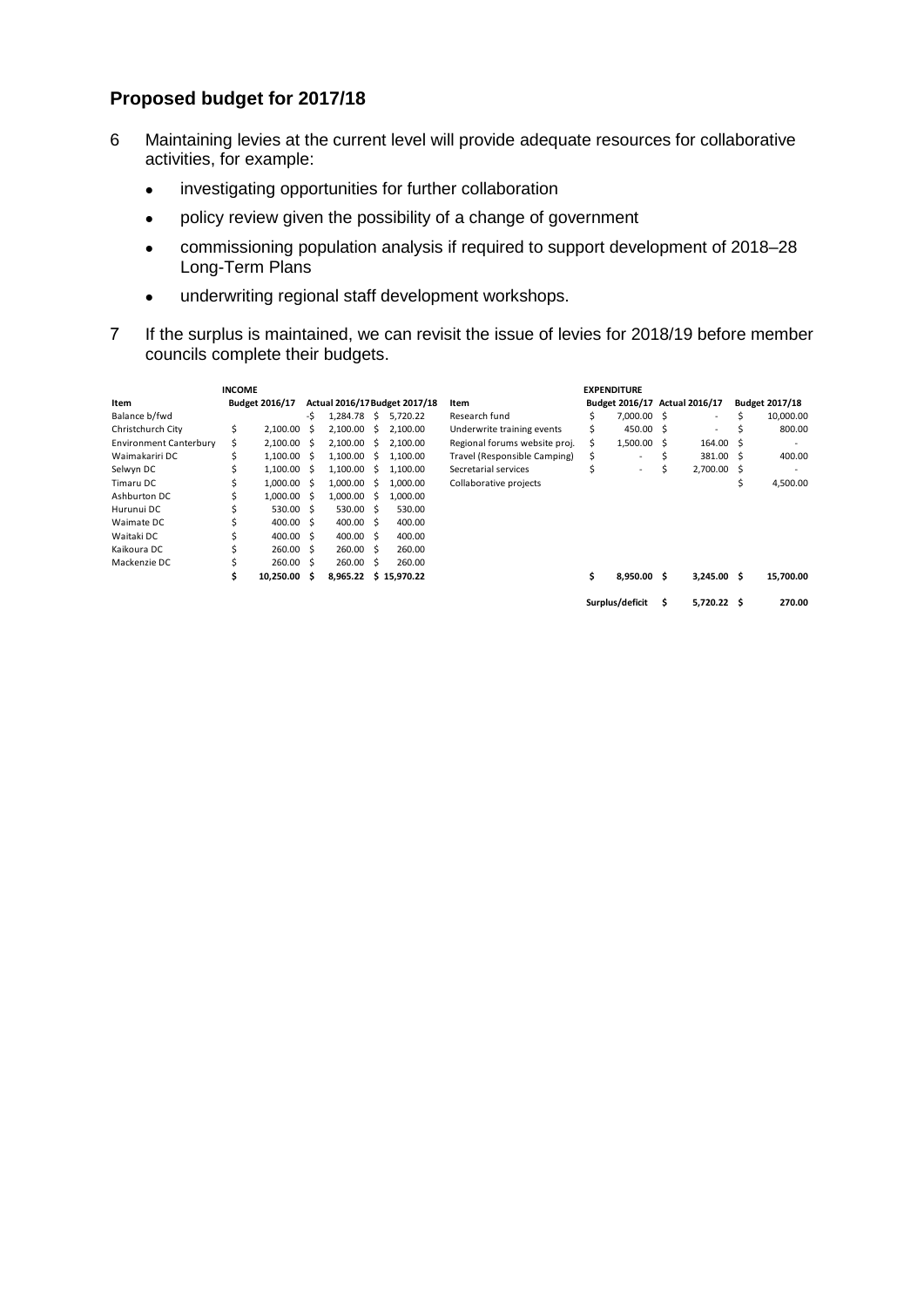## Proposed budget for 2017/18

6 Maintaining levies at the current level will provide adequate resources for collaborative activities, for example:

- investigating opportunities for further collaboration
- policy review given the possibility of a change of government
- commissioning population analysis if required to support development of 2018–28 Long-Term Plans
- underwriting regional staff development workshops.

7 If the surplus is maintained, we can revisit the issue of levies for 2018/19 before member councils complete their budgets.

**INCOME**

| Item | Budget 2016/17 | Actual 2016/17 | Budget 2017/18 |
|---|---|---|---|
| Balance b/fwd | | -$ 1,284.78 | $ 5,720.22 |
| Christchurch City | $ 2,100.00 | $ 2,100.00 | $ 2,100.00 |
| Environment Canterbury | $ 2,100.00 | $ 2,100.00 | $ 2,100.00 |
| Waimakariri DC | $ 1,100.00 | $ 1,100.00 | $ 1,100.00 |
| Selwyn DC | $ 1,100.00 | $ 1,100.00 | $ 1,100.00 |
| Timaru DC | $ 1,000.00 | $ 1,000.00 | $ 1,000.00 |
| Ashburton DC | $ 1,000.00 | $ 1,000.00 | $ 1,000.00 |
| Hurunui DC | $ 530.00 | $ 530.00 | $ 530.00 |
| Waimate DC | $ 400.00 | $ 400.00 | $ 400.00 |
| Waitaki DC | $ 400.00 | $ 400.00 | $ 400.00 |
| Kaikoura DC | $ 260.00 | $ 260.00 | $ 260.00 |
| Mackenzie DC | $ 260.00 | $ 260.00 | $ 260.00 |
| | **$ 10,250.00** | **$ 8,965.22** | **$ 15,970.22** |

**EXPENDITURE**

| Item | Budget 2016/17 | Actual 2016/17 | Budget 2017/18 |
|---|---|---|---|
| Research fund | $ 7,000.00 | $ - | $ 10,000.00 |
| Underwrite training events | $ 450.00 | $ - | $ 800.00 |
| Regional forums website proj. | $ 1,500.00 | $ 164.00 | $ - |
| Travel (Responsible Camping) | $ - | $ 381.00 | $ 400.00 |
| Secretarial services | $ - | $ 2,700.00 | $ - |
| Collaborative projects | | | $ 4,500.00 |
| | **$ 8,950.00** | **$ 3,245.00** | **$ 15,700.00** |
| | **Surplus/deficit** | **$ 5,720.22** | **$ 270.00** |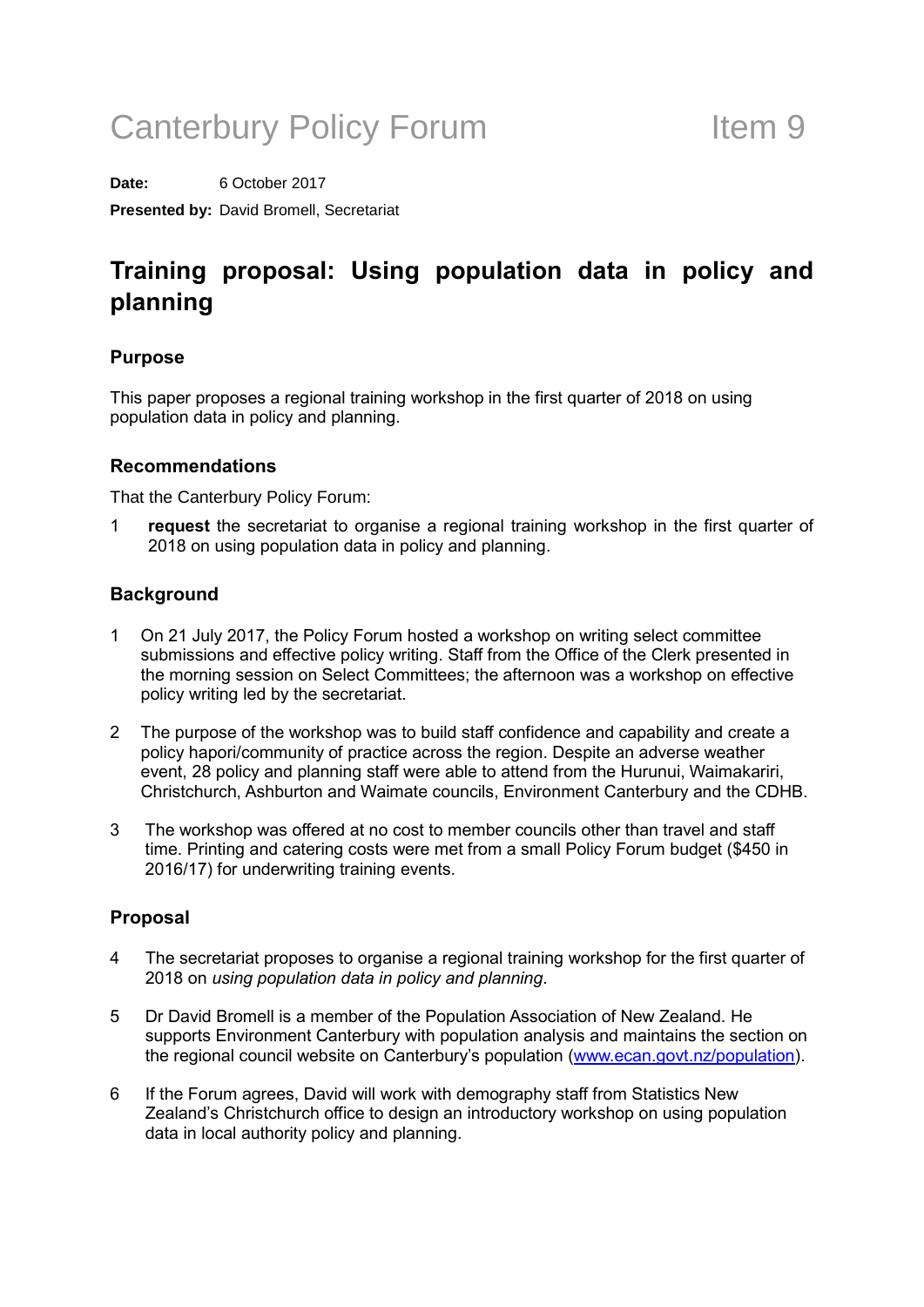# Canterbury Policy Forum Item 9

**Date:** 6 October 2017

**Presented by:** David Bromell, Secretariat

## Training proposal: Using population data in policy and planning

### Purpose

This paper proposes a regional training workshop in the first quarter of 2018 on using population data in policy and planning.

### Recommendations

That the Canterbury Policy Forum:

1 **request** the secretariat to organise a regional training workshop in the first quarter of 2018 on using population data in policy and planning.

### Background

1 On 21 July 2017, the Policy Forum hosted a workshop on writing select committee submissions and effective policy writing. Staff from the Office of the Clerk presented in the morning session on Select Committees; the afternoon was a workshop on effective policy writing led by the secretariat.

2 The purpose of the workshop was to build staff confidence and capability and create a policy hapori/community of practice across the region. Despite an adverse weather event, 28 policy and planning staff were able to attend from the Hurunui, Waimakariri, Christchurch, Ashburton and Waimate councils, Environment Canterbury and the CDHB.

3 The workshop was offered at no cost to member councils other than travel and staff time. Printing and catering costs were met from a small Policy Forum budget ($450 in 2016/17) for underwriting training events.

### Proposal

4 The secretariat proposes to organise a regional training workshop for the first quarter of 2018 on *using population data in policy and planning*.

5 Dr David Bromell is a member of the Population Association of New Zealand. He supports Environment Canterbury with population analysis and maintains the section on the regional council website on Canterbury's population (www.ecan.govt.nz/population).

6 If the Forum agrees, David will work with demography staff from Statistics New Zealand's Christchurch office to design an introductory workshop on using population data in local authority policy and planning.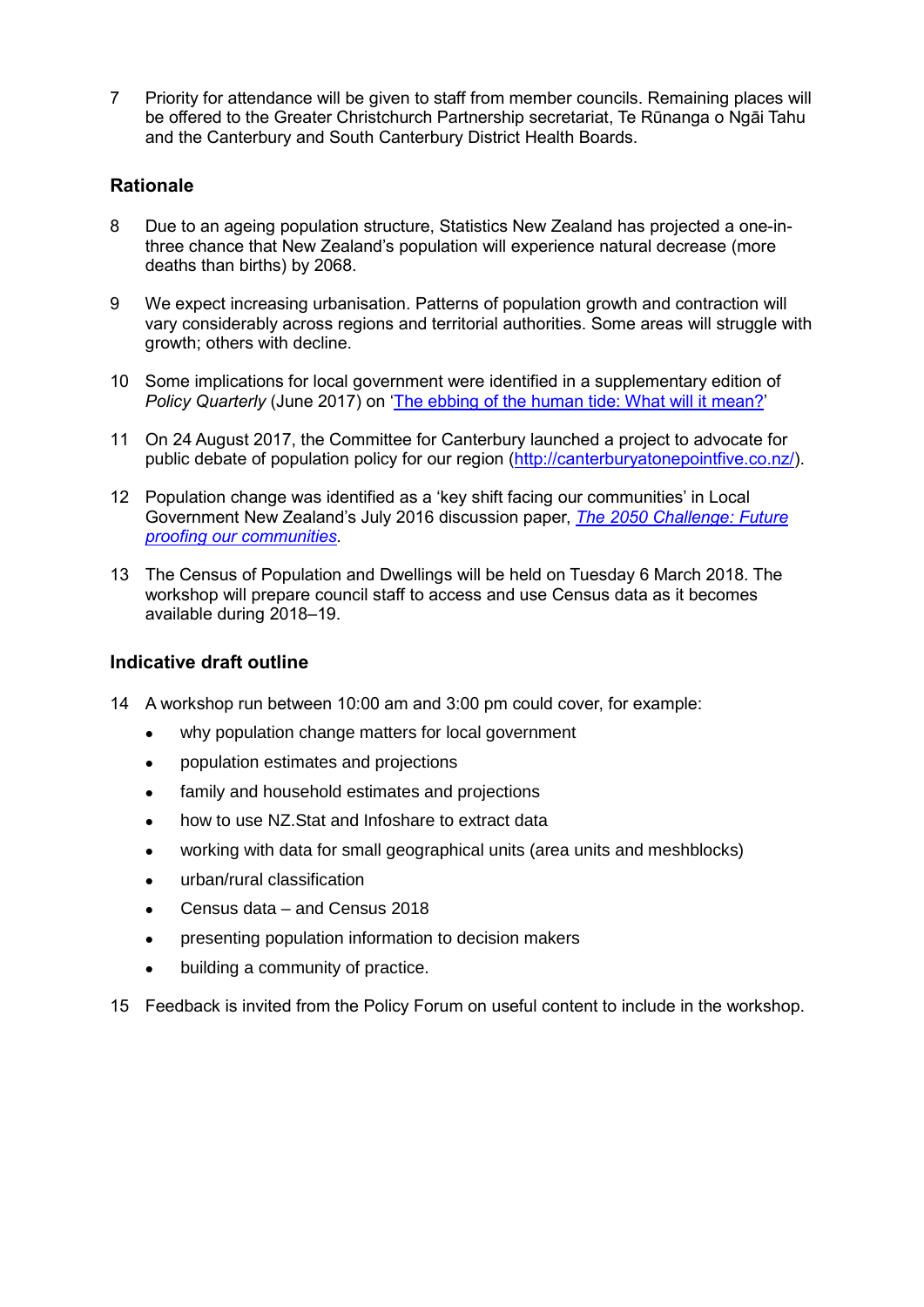7 Priority for attendance will be given to staff from member councils. Remaining places will be offered to the Greater Christchurch Partnership secretariat, Te Rūnanga o Ngāi Tahu and the Canterbury and South Canterbury District Health Boards.

## Rationale

8 Due to an ageing population structure, Statistics New Zealand has projected a one-in-three chance that New Zealand's population will experience natural decrease (more deaths than births) by 2068.

9 We expect increasing urbanisation. Patterns of population growth and contraction will vary considerably across regions and territorial authorities. Some areas will struggle with growth; others with decline.

10 Some implications for local government were identified in a supplementary edition of *Policy Quarterly* (June 2017) on 'The ebbing of the human tide: What will it mean?'

11 On 24 August 2017, the Committee for Canterbury launched a project to advocate for public debate of population policy for our region (http://canterburyatonepointfive.co.nz/).

12 Population change was identified as a 'key shift facing our communities' in Local Government New Zealand's July 2016 discussion paper, *The 2050 Challenge: Future proofing our communities*.

13 The Census of Population and Dwellings will be held on Tuesday 6 March 2018. The workshop will prepare council staff to access and use Census data as it becomes available during 2018–19.

## Indicative draft outline

14 A workshop run between 10:00 am and 3:00 pm could cover, for example:

- why population change matters for local government
- population estimates and projections
- family and household estimates and projections
- how to use NZ.Stat and Infoshare to extract data
- working with data for small geographical units (area units and meshblocks)
- urban/rural classification
- Census data – and Census 2018
- presenting population information to decision makers
- building a community of practice.

15 Feedback is invited from the Policy Forum on useful content to include in the workshop.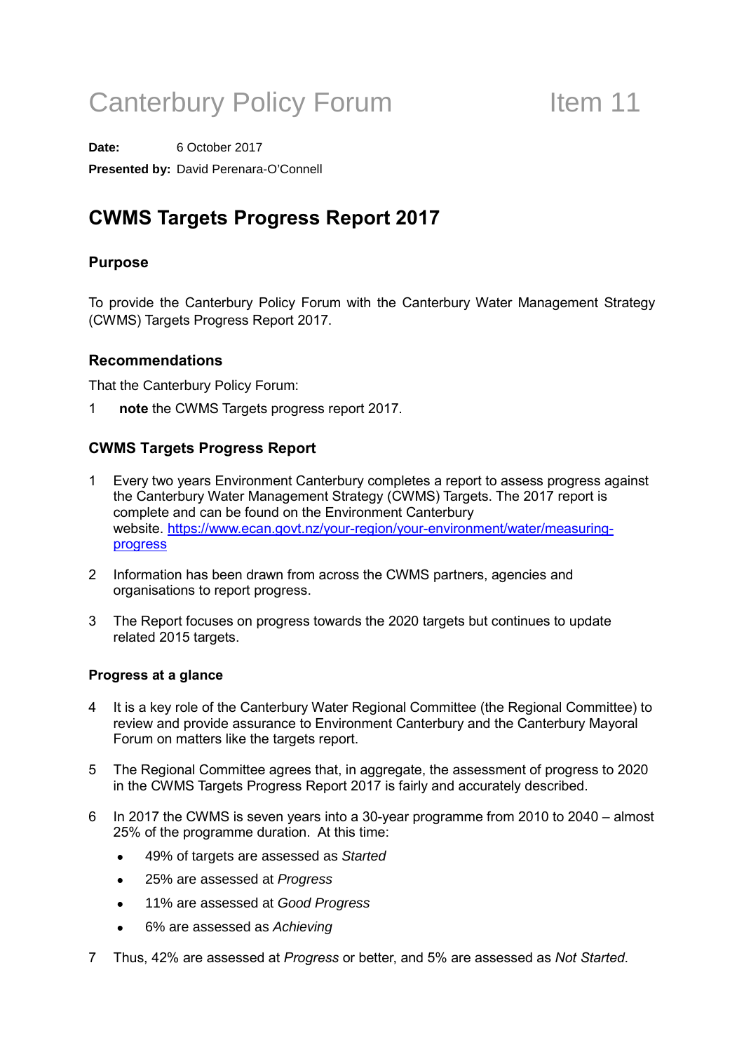# Canterbury Policy Forum Item 11

**Date:** 6 October 2017

**Presented by:** David Perenara-O'Connell

## CWMS Targets Progress Report 2017

### Purpose

To provide the Canterbury Policy Forum with the Canterbury Water Management Strategy (CWMS) Targets Progress Report 2017.

### Recommendations

That the Canterbury Policy Forum:

1 **note** the CWMS Targets progress report 2017.

### CWMS Targets Progress Report

1 Every two years Environment Canterbury completes a report to assess progress against the Canterbury Water Management Strategy (CWMS) Targets. The 2017 report is complete and can be found on the Environment Canterbury website. https://www.ecan.govt.nz/your-region/your-environment/water/measuring-progress

2 Information has been drawn from across the CWMS partners, agencies and organisations to report progress.

3 The Report focuses on progress towards the 2020 targets but continues to update related 2015 targets.

#### Progress at a glance

4 It is a key role of the Canterbury Water Regional Committee (the Regional Committee) to review and provide assurance to Environment Canterbury and the Canterbury Mayoral Forum on matters like the targets report.

5 The Regional Committee agrees that, in aggregate, the assessment of progress to 2020 in the CWMS Targets Progress Report 2017 is fairly and accurately described.

6 In 2017 the CWMS is seven years into a 30-year programme from 2010 to 2040 – almost 25% of the programme duration. At this time:

- 49% of targets are assessed as *Started*
- 25% are assessed at *Progress*
- 11% are assessed at *Good Progress*
- 6% are assessed as *Achieving*

7 Thus, 42% are assessed at *Progress* or better, and 5% are assessed as *Not Started*.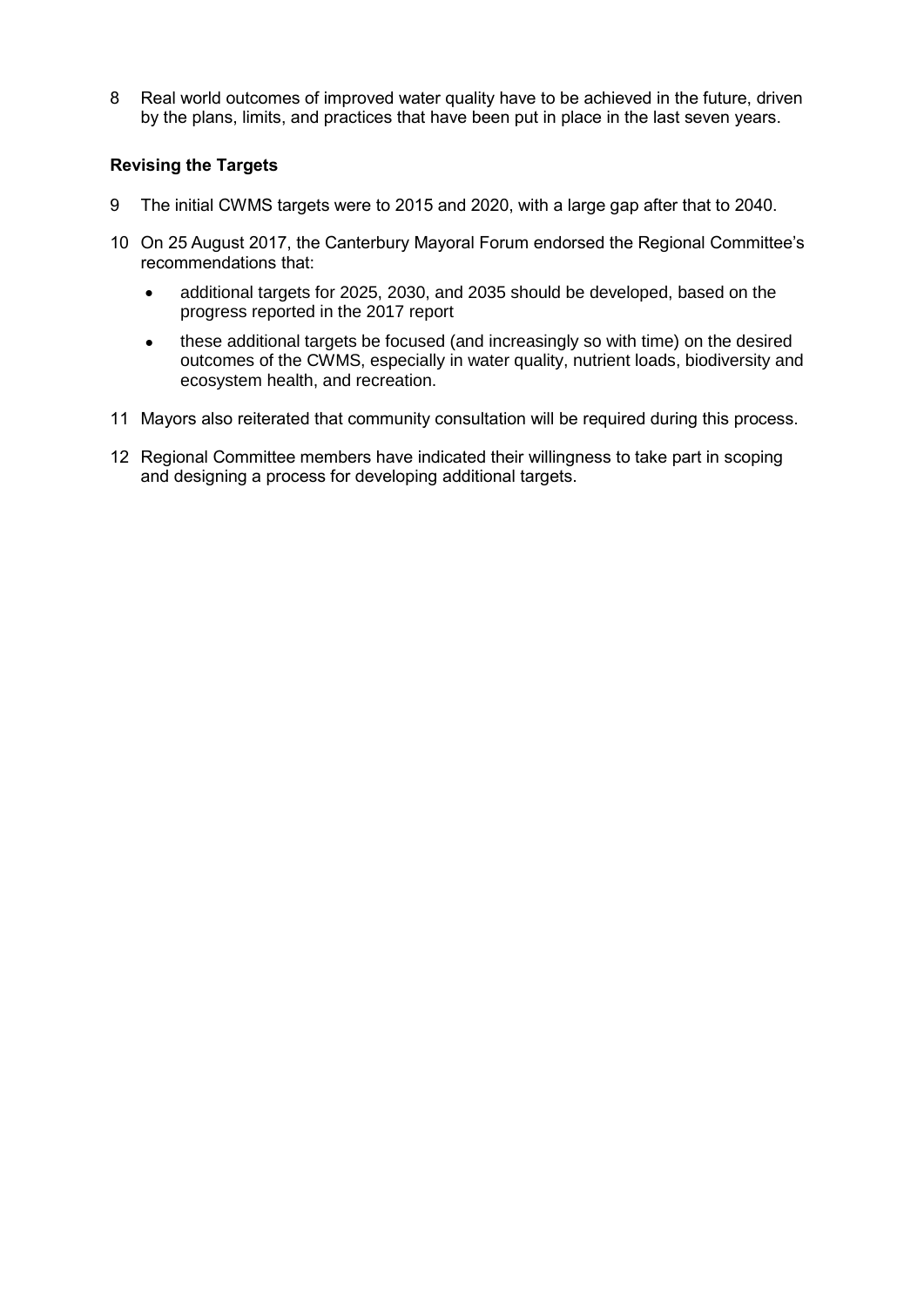8 Real world outcomes of improved water quality have to be achieved in the future, driven by the plans, limits, and practices that have been put in place in the last seven years.

**Revising the Targets**

9 The initial CWMS targets were to 2015 and 2020, with a large gap after that to 2040.

10 On 25 August 2017, the Canterbury Mayoral Forum endorsed the Regional Committee's recommendations that:

- additional targets for 2025, 2030, and 2035 should be developed, based on the progress reported in the 2017 report
- these additional targets be focused (and increasingly so with time) on the desired outcomes of the CWMS, especially in water quality, nutrient loads, biodiversity and ecosystem health, and recreation.

11 Mayors also reiterated that community consultation will be required during this process.

12 Regional Committee members have indicated their willingness to take part in scoping and designing a process for developing additional targets.